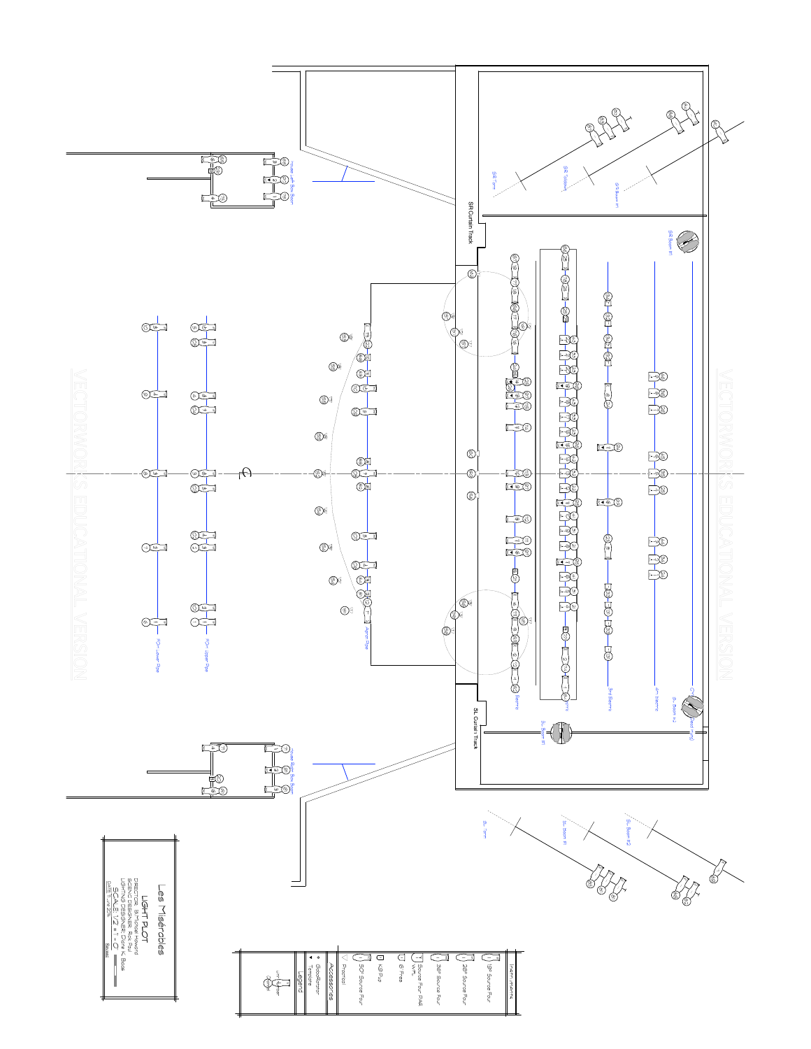# Les Misérables

## LIGHT PLOT

DIRECTOR: B. Michael Howard
SCENIC DESIGNER: Rick Paul
LIGHTING DESIGNER: Claire K. Boole

SCALE: 1/2" = 1'-0"

DATE: June 2015

| Instruments |
|---|
| 19° Source Four |
| 26° Source Four |
| 36° Source Four |
| Source Four PAR WFL |
| 6" Fresnel |
| 8" Scoop |
| 50° Source Four |
| Practical |

| Accessories |
|---|
| Gobo Rotator |
| Template |

| Legend |
|---|
| Unit Number |
| Channel |

House Left Box Boom

House Right Box Boom

FOH Lower Pipe

FOH Upper Pipe

Apron Pipe

SR Curtain Track

SL Curtain Track

1st Electric

2nd Electric

3rd Electric

4th Electric

SR Torm

SR Sidearm

SR Boom #1

SR Boom #2

SL Torm

SL Boom #1

SL Boom #2

Cyc

VECTORWORKS EDUCATIONAL VERSION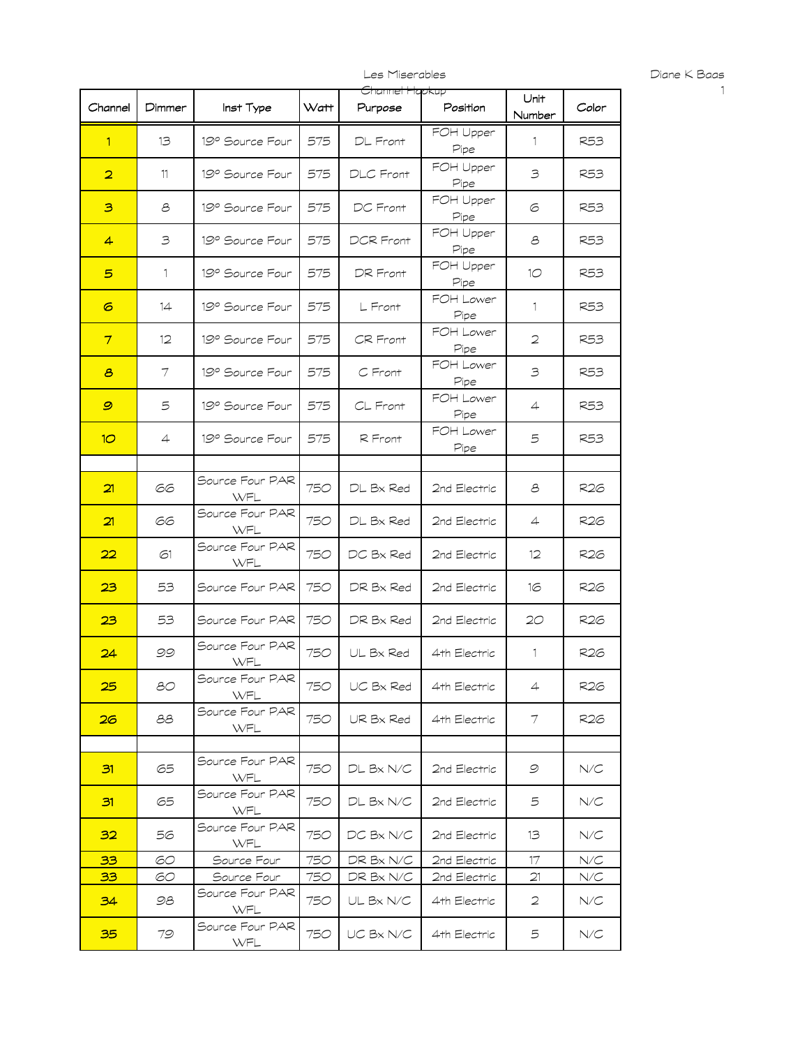Les Miserables

Channel Hookup

| Channel | Dimmer | Inst Type | Watt | Purpose | Position | Unit Number | Color |
|---|---|---|---|---|---|---|---|
| 1 | 13 | 19° Source Four | 575 | DL Front | FOH Upper Pipe | 1 | R53 |
| 2 | 11 | 19° Source Four | 575 | DLC Front | FOH Upper Pipe | 3 | R53 |
| 3 | 8 | 19° Source Four | 575 | DC Front | FOH Upper Pipe | 6 | R53 |
| 4 | 3 | 19° Source Four | 575 | DCR Front | FOH Upper Pipe | 8 | R53 |
| 5 | 1 | 19° Source Four | 575 | DR Front | FOH Upper Pipe | 10 | R53 |
| 6 | 14 | 19° Source Four | 575 | L Front | FOH Lower Pipe | 1 | R53 |
| 7 | 12 | 19° Source Four | 575 | CR Front | FOH Lower Pipe | 2 | R53 |
| 8 | 7 | 19° Source Four | 575 | C Front | FOH Lower Pipe | 3 | R53 |
| 9 | 5 | 19° Source Four | 575 | CL Front | FOH Lower Pipe | 4 | R53 |
| 10 | 4 | 19° Source Four | 575 | R Front | FOH Lower Pipe | 5 | R53 |
| | | | | | | | |
| 21 | 66 | Source Four PAR WFL | 750 | DL Bx Red | 2nd Electric | 8 | R26 |
| 21 | 66 | Source Four PAR WFL | 750 | DL Bx Red | 2nd Electric | 4 | R26 |
| 22 | 61 | Source Four PAR WFL | 750 | DC Bx Red | 2nd Electric | 12 | R26 |
| 23 | 53 | Source Four PAR | 750 | DR Bx Red | 2nd Electric | 16 | R26 |
| 23 | 53 | Source Four PAR | 750 | DR Bx Red | 2nd Electric | 20 | R26 |
| 24 | 99 | Source Four PAR WFL | 750 | UL Bx Red | 4th Electric | 1 | R26 |
| 25 | 80 | Source Four PAR WFL | 750 | UC Bx Red | 4th Electric | 4 | R26 |
| 26 | 88 | Source Four PAR WFL | 750 | UR Bx Red | 4th Electric | 7 | R26 |
| | | | | | | | |
| 31 | 65 | Source Four PAR WFL | 750 | DL Bx N/C | 2nd Electric | 9 | N/C |
| 31 | 65 | Source Four PAR WFL | 750 | DL Bx N/C | 2nd Electric | 5 | N/C |
| 32 | 56 | Source Four PAR WFL | 750 | DC Bx N/C | 2nd Electric | 13 | N/C |
| 33 | 60 | Source Four | 750 | DR Bx N/C | 2nd Electric | 17 | N/C |
| 33 | 60 | Source Four | 750 | DR Bx N/C | 2nd Electric | 21 | N/C |
| 34 | 98 | Source Four PAR WFL | 750 | UL Bx N/C | 4th Electric | 2 | N/C |
| 35 | 79 | Source Four PAR WFL | 750 | UC Bx N/C | 4th Electric | 5 | N/C |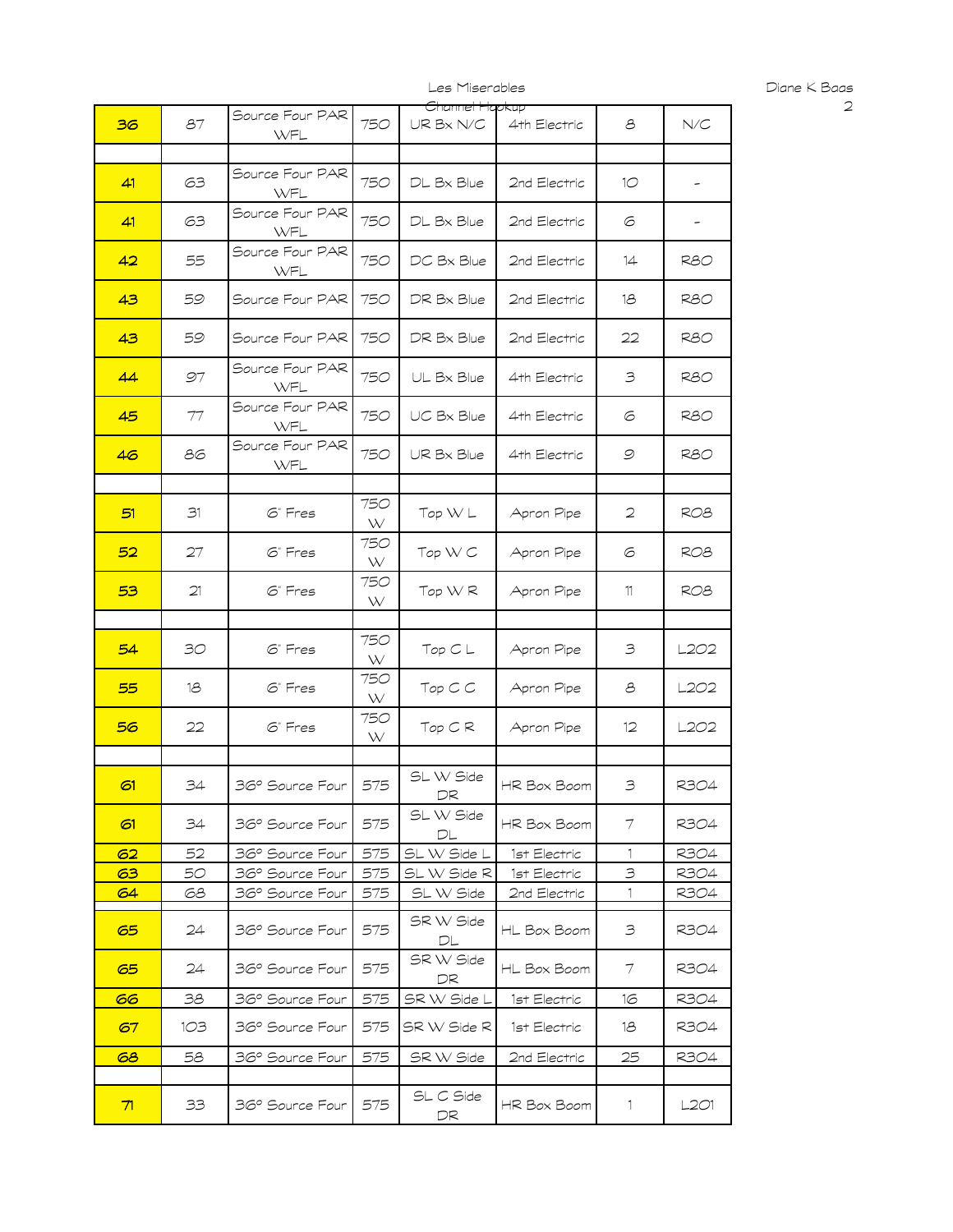| 36 | 87 | Source Four PAR WFL | 750 | UR Bx N/C | 4th Electric | 8 | N/C |
|---|---|---|---|---|---|---|---|
| | | | | | | | |
| 41 | 63 | Source Four PAR WFL | 750 | DL Bx Blue | 2nd Electric | 10 | - |
| 41 | 63 | Source Four PAR WFL | 750 | DL Bx Blue | 2nd Electric | 6 | - |
| 42 | 55 | Source Four PAR WFL | 750 | DC Bx Blue | 2nd Electric | 14 | R80 |
| 43 | 59 | Source Four PAR | 750 | DR Bx Blue | 2nd Electric | 18 | R80 |
| 43 | 59 | Source Four PAR | 750 | DR Bx Blue | 2nd Electric | 22 | R80 |
| 44 | 97 | Source Four PAR WFL | 750 | UL Bx Blue | 4th Electric | 3 | R80 |
| 45 | 77 | Source Four PAR WFL | 750 | UC Bx Blue | 4th Electric | 6 | R80 |
| 46 | 86 | Source Four PAR WFL | 750 | UR Bx Blue | 4th Electric | 9 | R80 |
| | | | | | | | |
| 51 | 31 | 6" Fres | 750 W | Top W L | Apron Pipe | 2 | R08 |
| 52 | 27 | 6" Fres | 750 W | Top W C | Apron Pipe | 6 | R08 |
| 53 | 21 | 6" Fres | 750 W | Top W R | Apron Pipe | 11 | R08 |
| | | | | | | | |
| 54 | 30 | 6" Fres | 750 W | Top C L | Apron Pipe | 3 | L202 |
| 55 | 18 | 6" Fres | 750 W | Top C C | Apron Pipe | 8 | L202 |
| 56 | 22 | 6" Fres | 750 W | Top C R | Apron Pipe | 12 | L202 |
| | | | | | | | |
| 61 | 34 | 36° Source Four | 575 | SL W Side DR | HR Box Boom | 3 | R304 |
| 61 | 34 | 36° Source Four | 575 | SL W Side DL | HR Box Boom | 7 | R304 |
| 62 | 52 | 36° Source Four | 575 | SL W Side L | 1st Electric | 1 | R304 |
| 63 | 50 | 36° Source Four | 575 | SL W Side R | 1st Electric | 3 | R304 |
| 64 | 68 | 36° Source Four | 575 | SL W Side | 2nd Electric | 1 | R304 |
| 65 | 24 | 36° Source Four | 575 | SR W Side DL | HL Box Boom | 3 | R304 |
| 65 | 24 | 36° Source Four | 575 | SR W Side DR | HL Box Boom | 7 | R304 |
| 66 | 38 | 36° Source Four | 575 | SR W Side L | 1st Electric | 16 | R304 |
| 67 | 103 | 36° Source Four | 575 | SR W Side R | 1st Electric | 18 | R304 |
| 68 | 58 | 36° Source Four | 575 | SR W Side | 2nd Electric | 25 | R304 |
| | | | | | | | |
| 71 | 33 | 36° Source Four | 575 | SL C Side DR | HR Box Boom | 1 | L201 |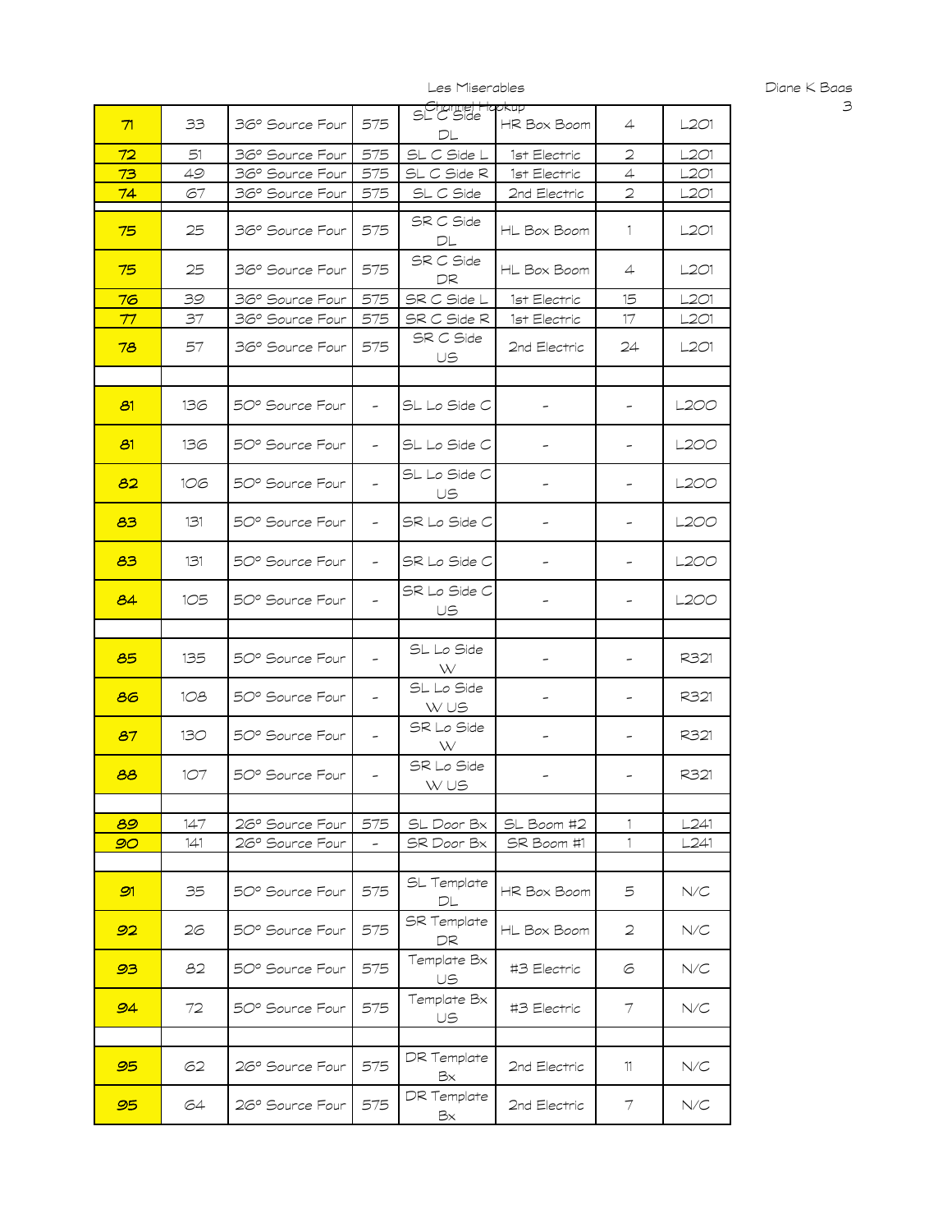| 71 | 33 | 36° Source Four | 575 | SL C Side DL | HR Box Boom | 4 | L201 |
|---|---|---|---|---|---|---|---|
| 72 | 51 | 36° Source Four | 575 | SL C Side L | 1st Electric | 2 | L201 |
| 73 | 49 | 36° Source Four | 575 | SL C Side R | 1st Electric | 4 | L201 |
| 74 | 67 | 36° Source Four | 575 | SL C Side | 2nd Electric | 2 | L201 |
| | | | | | | | |
| 75 | 25 | 36° Source Four | 575 | SR C Side DL | HL Box Boom | 1 | L201 |
| 75 | 25 | 36° Source Four | 575 | SR C Side DR | HL Box Boom | 4 | L201 |
| 76 | 39 | 36° Source Four | 575 | SR C Side L | 1st Electric | 15 | L201 |
| 77 | 37 | 36° Source Four | 575 | SR C Side R | 1st Electric | 17 | L201 |
| 78 | 57 | 36° Source Four | 575 | SR C Side US | 2nd Electric | 24 | L201 |
| | | | | | | | |
| 81 | 136 | 50° Source Four | - | SL Lo Side C | - | - | L200 |
| 81 | 136 | 50° Source Four | - | SL Lo Side C | - | - | L200 |
| 82 | 106 | 50° Source Four | - | SL Lo Side C US | - | - | L200 |
| 83 | 131 | 50° Source Four | - | SR Lo Side C | - | - | L200 |
| 83 | 131 | 50° Source Four | - | SR Lo Side C | - | - | L200 |
| 84 | 105 | 50° Source Four | - | SR Lo Side C US | - | - | L200 |
| | | | | | | | |
| 85 | 135 | 50° Source Four | - | SL Lo Side W | - | - | R321 |
| 86 | 108 | 50° Source Four | - | SL Lo Side W US | - | - | R321 |
| 87 | 130 | 50° Source Four | - | SR Lo Side W | - | - | R321 |
| 88 | 107 | 50° Source Four | - | SR Lo Side W US | - | - | R321 |
| | | | | | | | |
| 89 | 147 | 26° Source Four | 575 | SL Door Bx | SL Boom #2 | 1 | L241 |
| 90 | 141 | 26° Source Four | - | SR Door Bx | SR Boom #1 | 1 | L241 |
| | | | | | | | |
| 91 | 35 | 50° Source Four | 575 | SL Template DL | HR Box Boom | 5 | N/C |
| 92 | 26 | 50° Source Four | 575 | SR Template DR | HL Box Boom | 2 | N/C |
| 93 | 82 | 50° Source Four | 575 | Template Bx US | #3 Electric | 6 | N/C |
| 94 | 72 | 50° Source Four | 575 | Template Bx US | #3 Electric | 7 | N/C |
| | | | | | | | |
| 95 | 62 | 26° Source Four | 575 | DR Template Bx | 2nd Electric | 11 | N/C |
| 95 | 64 | 26° Source Four | 575 | DR Template Bx | 2nd Electric | 7 | N/C |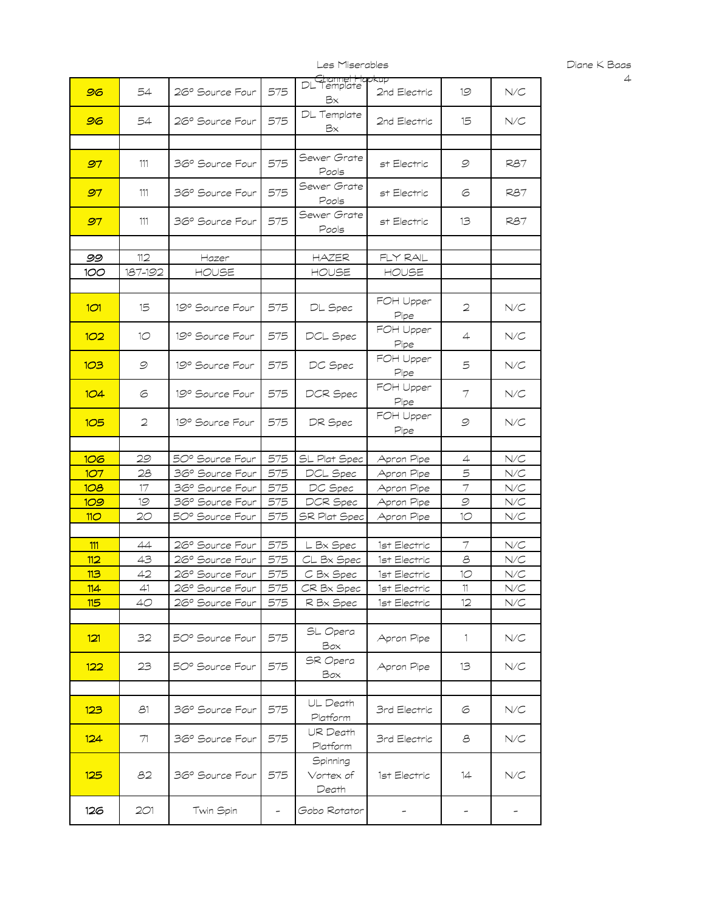| 96 | 54 | 26° Source Four | 575 | DL Template Bx | 2nd Electric | 19 | N/C |
|---|---|---|---|---|---|---|---|
| 96 | 54 | 26° Source Four | 575 | DL Template Bx | 2nd Electric | 15 | N/C |
| | | | | | | | |
| 97 | 111 | 36° Source Four | 575 | Sewer Grate Pools | st Electric | 9 | R87 |
| 97 | 111 | 36° Source Four | 575 | Sewer Grate Pools | st Electric | 6 | R87 |
| 97 | 111 | 36° Source Four | 575 | Sewer Grate Pools | st Electric | 13 | R87 |
| | | | | | | | |
| 99 | 112 | Hazer | | HAZER | FLY RAIL | | |
| 100 | 187-192 | HOUSE | | HOUSE | HOUSE | | |
| | | | | | | | |
| 101 | 15 | 19° Source Four | 575 | DL Spec | FOH Upper Pipe | 2 | N/C |
| 102 | 10 | 19° Source Four | 575 | DCL Spec | FOH Upper Pipe | 4 | N/C |
| 103 | 9 | 19° Source Four | 575 | DC Spec | FOH Upper Pipe | 5 | N/C |
| 104 | 6 | 19° Source Four | 575 | DCR Spec | FOH Upper Pipe | 7 | N/C |
| 105 | 2 | 19° Source Four | 575 | DR Spec | FOH Upper Pipe | 9 | N/C |
| | | | | | | | |
| 106 | 29 | 50° Source Four | 575 | SL Plat Spec | Apron Pipe | 4 | N/C |
| 107 | 28 | 36° Source Four | 575 | DCL Spec | Apron Pipe | 5 | N/C |
| 108 | 17 | 36° Source Four | 575 | DC Spec | Apron Pipe | 7 | N/C |
| 109 | 19 | 36° Source Four | 575 | DCR Spec | Apron Pipe | 9 | N/C |
| 110 | 20 | 50° Source Four | 575 | SR Plat Spec | Apron Pipe | 10 | N/C |
| | | | | | | | |
| 111 | 44 | 26° Source Four | 575 | L Bx Spec | 1st Electric | 7 | N/C |
| 112 | 43 | 26° Source Four | 575 | CL Bx Spec | 1st Electric | 8 | N/C |
| 113 | 42 | 26° Source Four | 575 | C Bx Spec | 1st Electric | 10 | N/C |
| 114 | 41 | 26° Source Four | 575 | CR Bx Spec | 1st Electric | 11 | N/C |
| 115 | 40 | 26° Source Four | 575 | R Bx Spec | 1st Electric | 12 | N/C |
| | | | | | | | |
| 121 | 32 | 50° Source Four | 575 | SL Opera Box | Apron Pipe | 1 | N/C |
| 122 | 23 | 50° Source Four | 575 | SR Opera Box | Apron Pipe | 13 | N/C |
| | | | | | | | |
| 123 | 81 | 36° Source Four | 575 | UL Death Platform | 3rd Electric | 6 | N/C |
| 124 | 71 | 36° Source Four | 575 | UR Death Platform | 3rd Electric | 8 | N/C |
| 125 | 82 | 36° Source Four | 575 | Spinning Vortex of Death | 1st Electric | 14 | N/C |
| 126 | 201 | Twin Spin | - | Gobo Rotator | - | - | - |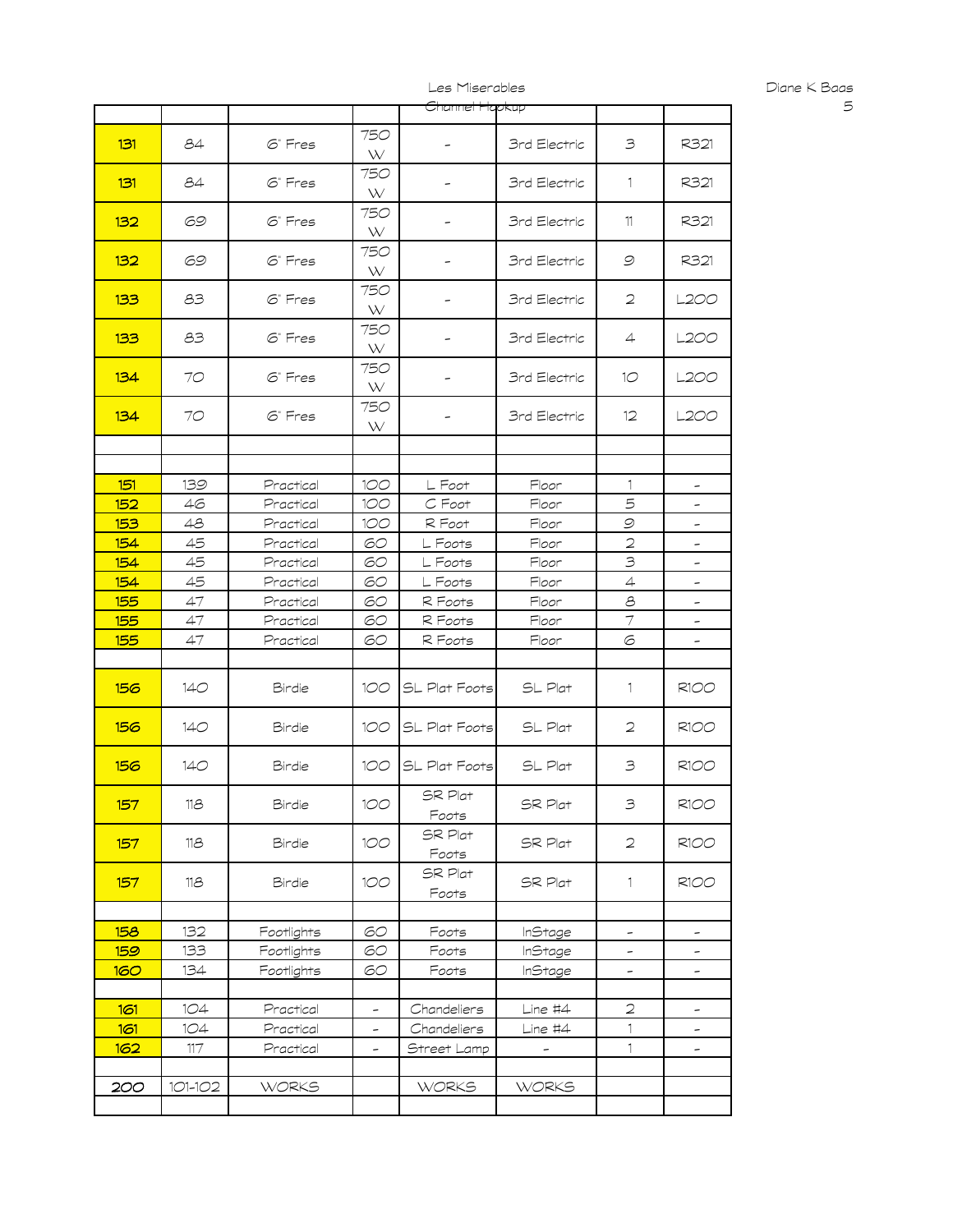Les Miserables

Channel Hookup

| | | | | | | | |
|---|---|---|---|---|---|---|---|
| 131 | 84 | 6" Fres | 750 W | - | 3rd Electric | 3 | R321 |
| 131 | 84 | 6" Fres | 750 W | - | 3rd Electric | 1 | R321 |
| 132 | 69 | 6" Fres | 750 W | - | 3rd Electric | 11 | R321 |
| 132 | 69 | 6" Fres | 750 W | - | 3rd Electric | 9 | R321 |
| 133 | 83 | 6" Fres | 750 W | - | 3rd Electric | 2 | L200 |
| 133 | 83 | 6" Fres | 750 W | - | 3rd Electric | 4 | L200 |
| 134 | 70 | 6" Fres | 750 W | - | 3rd Electric | 10 | L200 |
| 134 | 70 | 6" Fres | 750 W | - | 3rd Electric | 12 | L200 |
| | | | | | | | |
| | | | | | | | |
| 151 | 139 | Practical | 100 | L Foot | Floor | 1 | - |
| 152 | 46 | Practical | 100 | C Foot | Floor | 5 | - |
| 153 | 48 | Practical | 100 | R Foot | Floor | 9 | - |
| 154 | 45 | Practical | 60 | L Foots | Floor | 2 | - |
| 154 | 45 | Practical | 60 | L Foots | Floor | 3 | - |
| 154 | 45 | Practical | 60 | L Foots | Floor | 4 | - |
| 155 | 47 | Practical | 60 | R Foots | Floor | 8 | - |
| 155 | 47 | Practical | 60 | R Foots | Floor | 7 | - |
| 155 | 47 | Practical | 60 | R Foots | Floor | 6 | - |
| | | | | | | | |
| 156 | 140 | Birdie | 100 | SL Plat Foots | SL Plat | 1 | R100 |
| 156 | 140 | Birdie | 100 | SL Plat Foots | SL Plat | 2 | R100 |
| 156 | 140 | Birdie | 100 | SL Plat Foots | SL Plat | 3 | R100 |
| 157 | 118 | Birdie | 100 | SR Plat Foots | SR Plat | 3 | R100 |
| 157 | 118 | Birdie | 100 | SR Plat Foots | SR Plat | 2 | R100 |
| 157 | 118 | Birdie | 100 | SR Plat Foots | SR Plat | 1 | R100 |
| | | | | | | | |
| 158 | 132 | Footlights | 60 | Foots | InStage | - | - |
| 159 | 133 | Footlights | 60 | Foots | InStage | - | - |
| 160 | 134 | Footlights | 60 | Foots | InStage | - | - |
| | | | | | | | |
| 161 | 104 | Practical | - | Chandeliers | Line #4 | 2 | - |
| 161 | 104 | Practical | - | Chandeliers | Line #4 | 1 | - |
| 162 | 117 | Practical | - | Street Lamp | - | 1 | - |
| | | | | | | | |
| 200 | 101-102 | WORKS | | WORKS | WORKS | | |
| | | | | | | | |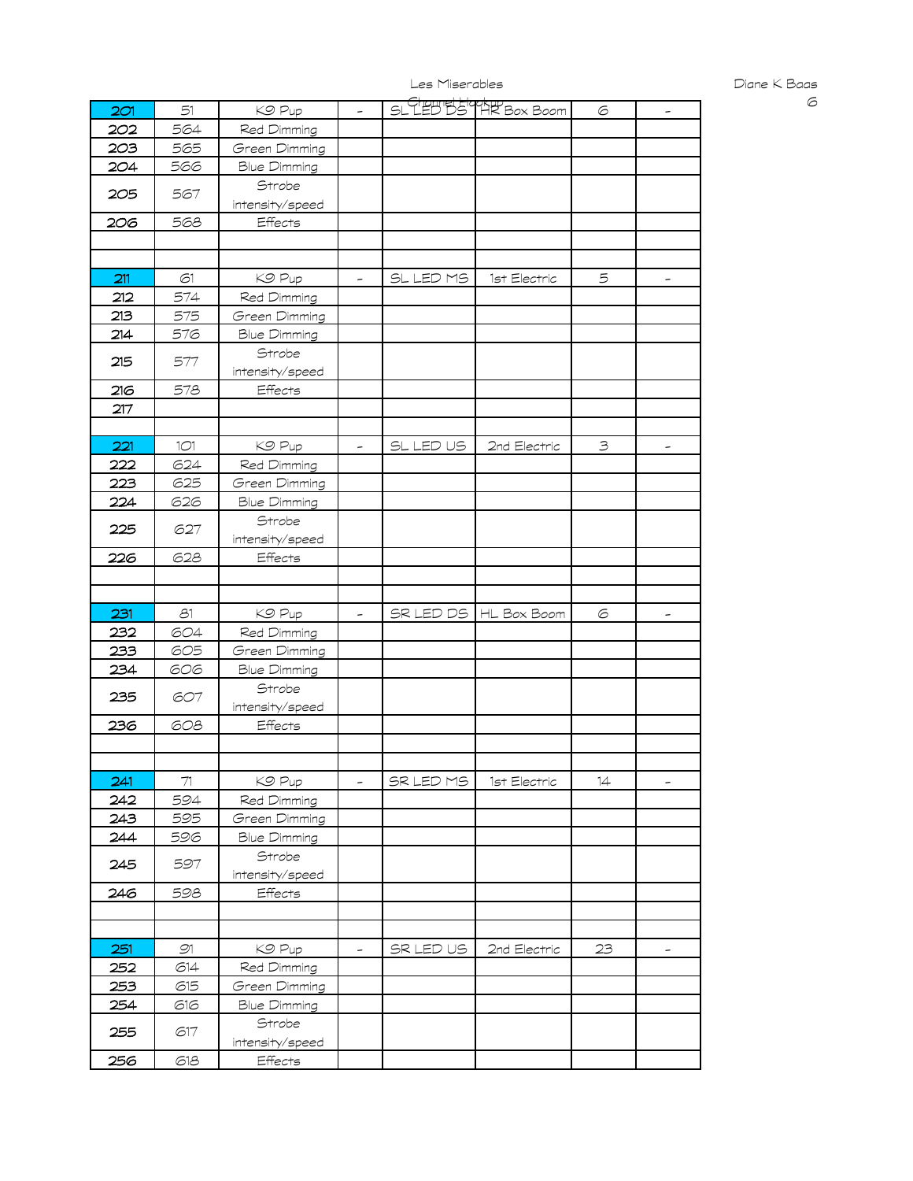| | | | | | | | |
|---|---|---|---|---|---|---|---|
| 201 | 51 | K9 Pup | - | SL LED DS | HR Box Boom | 6 | - |
| 202 | 564 | Red Dimming | | | | | |
| 203 | 565 | Green Dimming | | | | | |
| 204 | 566 | Blue Dimming | | | | | |
| 205 | 567 | Strobe intensity/speed | | | | | |
| 206 | 568 | Effects | | | | | |
| | | | | | | | |
| | | | | | | | |
| 211 | 61 | K9 Pup | - | SL LED MS | 1st Electric | 5 | - |
| 212 | 574 | Red Dimming | | | | | |
| 213 | 575 | Green Dimming | | | | | |
| 214 | 576 | Blue Dimming | | | | | |
| 215 | 577 | Strobe intensity/speed | | | | | |
| 216 | 578 | Effects | | | | | |
| 217 | | | | | | | |
| | | | | | | | |
| 221 | 101 | K9 Pup | - | SL LED US | 2nd Electric | 3 | - |
| 222 | 624 | Red Dimming | | | | | |
| 223 | 625 | Green Dimming | | | | | |
| 224 | 626 | Blue Dimming | | | | | |
| 225 | 627 | Strobe intensity/speed | | | | | |
| 226 | 628 | Effects | | | | | |
| | | | | | | | |
| | | | | | | | |
| 231 | 81 | K9 Pup | - | SR LED DS | HL Box Boom | 6 | - |
| 232 | 604 | Red Dimming | | | | | |
| 233 | 605 | Green Dimming | | | | | |
| 234 | 606 | Blue Dimming | | | | | |
| 235 | 607 | Strobe intensity/speed | | | | | |
| 236 | 608 | Effects | | | | | |
| | | | | | | | |
| | | | | | | | |
| 241 | 71 | K9 Pup | - | SR LED MS | 1st Electric | 14 | - |
| 242 | 594 | Red Dimming | | | | | |
| 243 | 595 | Green Dimming | | | | | |
| 244 | 596 | Blue Dimming | | | | | |
| 245 | 597 | Strobe intensity/speed | | | | | |
| 246 | 598 | Effects | | | | | |
| | | | | | | | |
| | | | | | | | |
| 251 | 91 | K9 Pup | - | SR LED US | 2nd Electric | 23 | - |
| 252 | 614 | Red Dimming | | | | | |
| 253 | 615 | Green Dimming | | | | | |
| 254 | 616 | Blue Dimming | | | | | |
| 255 | 617 | Strobe intensity/speed | | | | | |
| 256 | 618 | Effects | | | | | |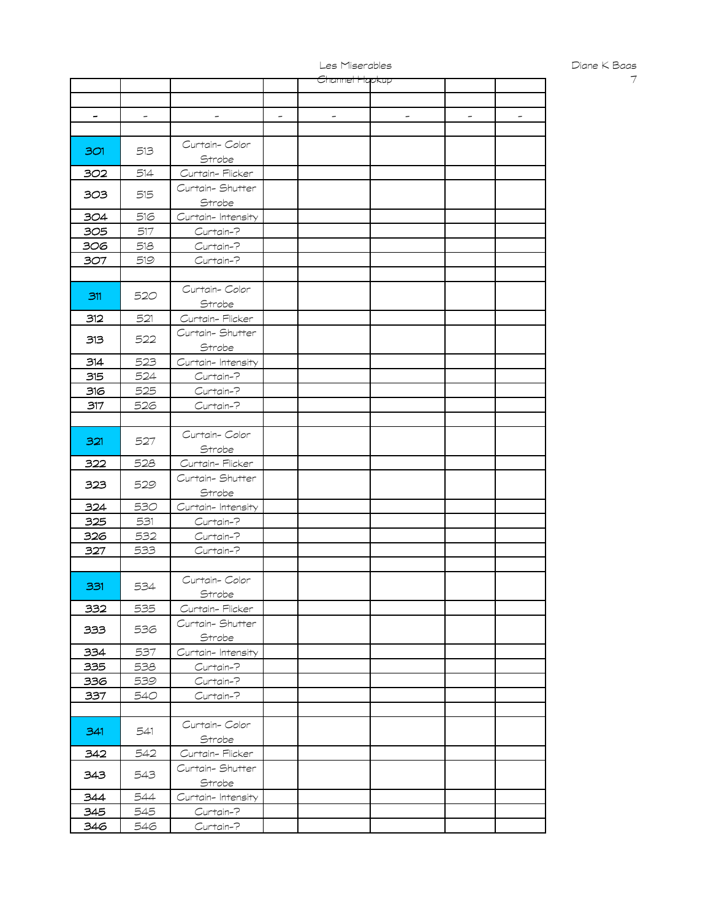| | | | | | | | |
|---|---|---|---|---|---|---|---|
| | | | | | | | |
| - | - | - | - | - | - | - | - |
| | | | | | | | |
| **301** | 513 | Curtain- Color Strobe | | | | | |
| **302** | 514 | Curtain- Flicker | | | | | |
| **303** | 515 | Curtain- Shutter Strobe | | | | | |
| **304** | 516 | Curtain- Intensity | | | | | |
| **305** | 517 | Curtain-? | | | | | |
| **306** | 518 | Curtain-? | | | | | |
| **307** | 519 | Curtain-? | | | | | |
| | | | | | | | |
| **311** | 520 | Curtain- Color Strobe | | | | | |
| **312** | 521 | Curtain- Flicker | | | | | |
| **313** | 522 | Curtain- Shutter Strobe | | | | | |
| **314** | 523 | Curtain- Intensity | | | | | |
| **315** | 524 | Curtain-? | | | | | |
| **316** | 525 | Curtain-? | | | | | |
| **317** | 526 | Curtain-? | | | | | |
| | | | | | | | |
| **321** | 527 | Curtain- Color Strobe | | | | | |
| **322** | 528 | Curtain- Flicker | | | | | |
| **323** | 529 | Curtain- Shutter Strobe | | | | | |
| **324** | 530 | Curtain- Intensity | | | | | |
| **325** | 531 | Curtain-? | | | | | |
| **326** | 532 | Curtain-? | | | | | |
| **327** | 533 | Curtain-? | | | | | |
| | | | | | | | |
| **331** | 534 | Curtain- Color Strobe | | | | | |
| **332** | 535 | Curtain- Flicker | | | | | |
| **333** | 536 | Curtain- Shutter Strobe | | | | | |
| **334** | 537 | Curtain- Intensity | | | | | |
| **335** | 538 | Curtain-? | | | | | |
| **336** | 539 | Curtain-? | | | | | |
| **337** | 540 | Curtain-? | | | | | |
| | | | | | | | |
| **341** | 541 | Curtain- Color Strobe | | | | | |
| **342** | 542 | Curtain- Flicker | | | | | |
| **343** | 543 | Curtain- Shutter Strobe | | | | | |
| **344** | 544 | Curtain- Intensity | | | | | |
| **345** | 545 | Curtain-? | | | | | |
| **346** | 546 | Curtain-? | | | | | |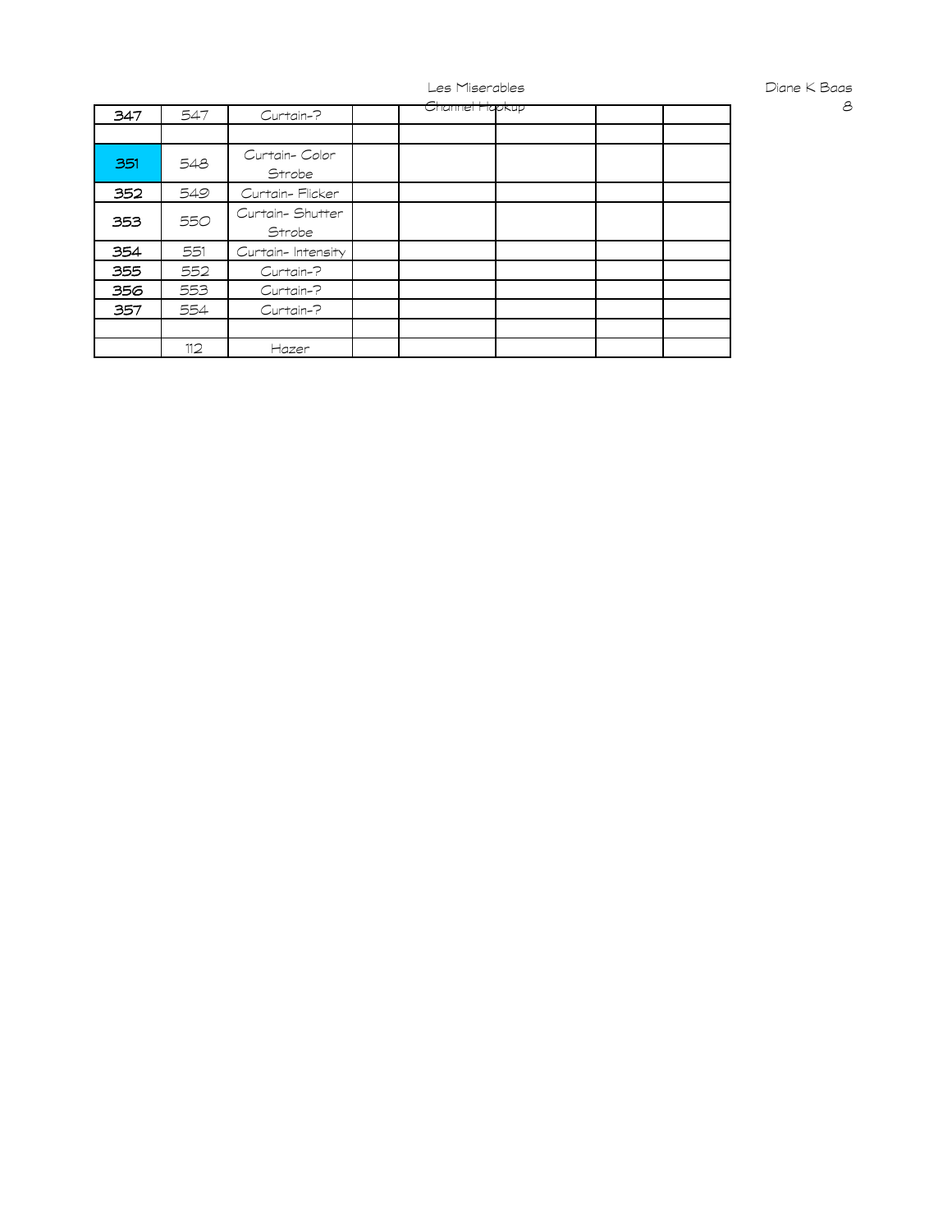| | | | | | | | |
|---|---|---|---|---|---|---|---|
| 347 | 547 | Curtain-? | | | | | |
| | | | | | | | |
| 351 | 548 | Curtain- Color Strobe | | | | | |
| 352 | 549 | Curtain- Flicker | | | | | |
| 353 | 550 | Curtain- Shutter Strobe | | | | | |
| 354 | 551 | Curtain- Intensity | | | | | |
| 355 | 552 | Curtain-? | | | | | |
| 356 | 553 | Curtain-? | | | | | |
| 357 | 554 | Curtain-? | | | | | |
| | | | | | | | |
| | 112 | Hazer | | | | | |